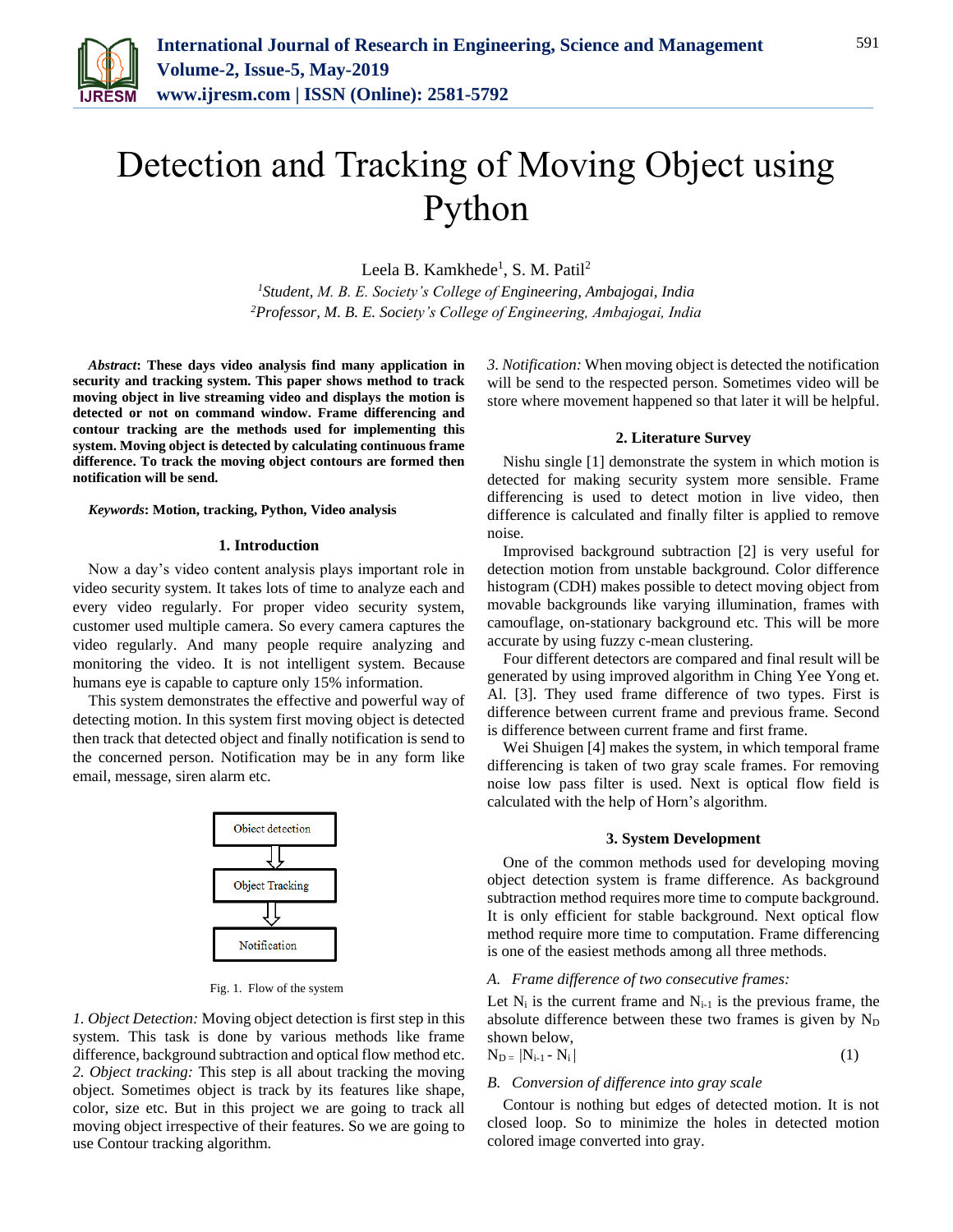# Detection and Tracking of Moving Object using Python

Leela B. Kamkhede[1], S. M. Patil[2]

[1]*Student, M. B. E. Society's College of Engineering, Ambajogai, India*
[2]*Professor, M. B. E. Society's College of Engineering, Ambajogai, India*

***Abstract*: These days video analysis find many application in security and tracking system. This paper shows method to track moving object in live streaming video and displays the motion is detected or not on command window. Frame differencing and contour tracking are the methods used for implementing this system. Moving object is detected by calculating continuous frame difference. To track the moving object contours are formed then notification will be send.**

***Keywords*: Motion, tracking, Python, Video analysis**

## 1. Introduction

Now a day's video content analysis plays important role in video security system. It takes lots of time to analyze each and every video regularly. For proper video security system, customer used multiple camera. So every camera captures the video regularly. And many people require analyzing and monitoring the video. It is not intelligent system. Because humans eye is capable to capture only 15% information.

This system demonstrates the effective and powerful way of detecting motion. In this system first moving object is detected then track that detected object and finally notification is send to the concerned person. Notification may be in any form like email, message, siren alarm etc.

Object detection → Object Tracking → Notification

Fig. 1. Flow of the system

*1. Object Detection:* Moving object detection is first step in this system. This task is done by various methods like frame difference, background subtraction and optical flow method etc.
*2. Object tracking:* This step is all about tracking the moving object. Sometimes object is track by its features like shape, color, size etc. But in this project we are going to track all moving object irrespective of their features. So we are going to use Contour tracking algorithm.
*3. Notification:* When moving object is detected the notification will be send to the respected person. Sometimes video will be store where movement happened so that later it will be helpful.

## 2. Literature Survey

Nishu single [1] demonstrate the system in which motion is detected for making security system more sensible. Frame differencing is used to detect motion in live video, then difference is calculated and finally filter is applied to remove noise.

Improvised background subtraction [2] is very useful for detection motion from unstable background. Color difference histogram (CDH) makes possible to detect moving object from movable backgrounds like varying illumination, frames with camouflage, on-stationary background etc. This will be more accurate by using fuzzy c-mean clustering.

Four different detectors are compared and final result will be generated by using improved algorithm in Ching Yee Yong et. Al. [3]. They used frame difference of two types. First is difference between current frame and previous frame. Second is difference between current frame and first frame.

Wei Shuigen [4] makes the system, in which temporal frame differencing is taken of two gray scale frames. For removing noise low pass filter is used. Next is optical flow field is calculated with the help of Horn's algorithm.

## 3. System Development

One of the common methods used for developing moving object detection system is frame difference. As background subtraction method requires more time to compute background. It is only efficient for stable background. Next optical flow method require more time to computation. Frame differencing is one of the easiest methods among all three methods.

### A. Frame difference of two consecutive frames:

Let $N_i$ is the current frame and $N_{i-1}$ is the previous frame, the absolute difference between these two frames is given by $N_D$ shown below,

$$N_D = |N_{i-1} - N_i| \tag{1}$$

### B. Conversion of difference into gray scale

Contour is nothing but edges of detected motion. It is not closed loop. So to minimize the holes in detected motion colored image converted into gray.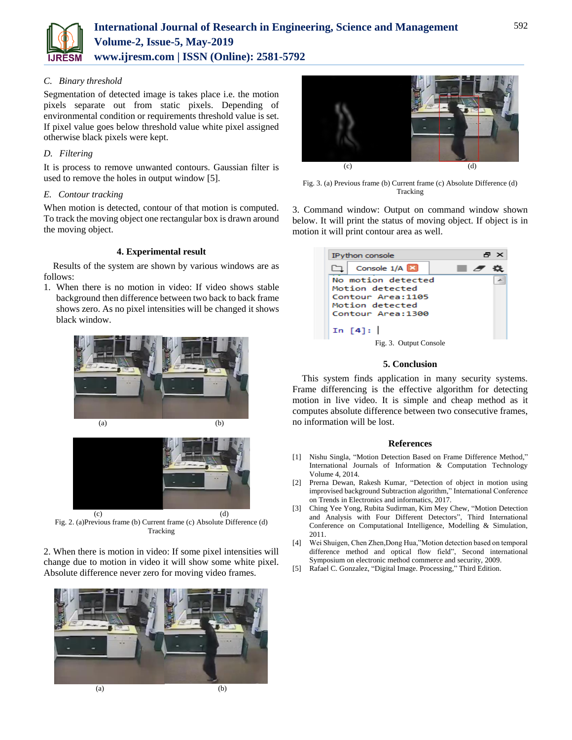### C. Binary threshold

Segmentation of detected image is takes place i.e. the motion pixels separate out from static pixels. Depending of environmental condition or requirements threshold value is set. If pixel value goes below threshold value white pixel assigned otherwise black pixels were kept.

### D. Filtering

It is process to remove unwanted contours. Gaussian filter is used to remove the holes in output window [5].

### E. Contour tracking

When motion is detected, contour of that motion is computed. To track the moving object one rectangular box is drawn around the moving object.

## 4. Experimental result

Results of the system are shown by various windows are as follows:

1. When there is no motion in video: If video shows stable background then difference between two back to back frame shows zero. As no pixel intensities will be changed it shows black window.

(a) (b)

(c) (d)

Fig. 2. (a)Previous frame (b) Current frame (c) Absolute Difference (d) Tracking

2. When there is motion in video: If some pixel intensities will change due to motion in video it will show some white pixel. Absolute difference never zero for moving video frames.

(a) (b)

(c) (d)

Fig. 3. (a) Previous frame (b) Current frame (c) Absolute Difference (d) Tracking

3. Command window: Output on command window shown below. It will print the status of moving object. If object is in motion it will print contour area as well.

```
IPython console
Console 1/A
No motion detected
Motion detected
Contour Area:1105
Motion detected
Contour Area:1300

In [4]: |
```

Fig. 3. Output Console

## 5. Conclusion

This system finds application in many security systems. Frame differencing is the effective algorithm for detecting motion in live video. It is simple and cheap method as it computes absolute difference between two consecutive frames, no information will be lost.

## References

[1] Nishu Singla, "Motion Detection Based on Frame Difference Method," International Journals of Information & Computation Technology Volume 4, 2014.

[2] Prerna Dewan, Rakesh Kumar, "Detection of object in motion using improvised background Subtraction algorithm," International Conference on Trends in Electronics and informatics, 2017.

[3] Ching Yee Yong, Rubita Sudirman, Kim Mey Chew, "Motion Detection and Analysis with Four Different Detectors", Third International Conference on Computational Intelligence, Modelling & Simulation, 2011.

[4] Wei Shuigen, Chen Zhen,Dong Hua,"Motion detection based on temporal difference method and optical flow field", Second international Symposium on electronic method commerce and security, 2009.

[5] Rafael C. Gonzalez, "Digital Image. Processing," Third Edition.